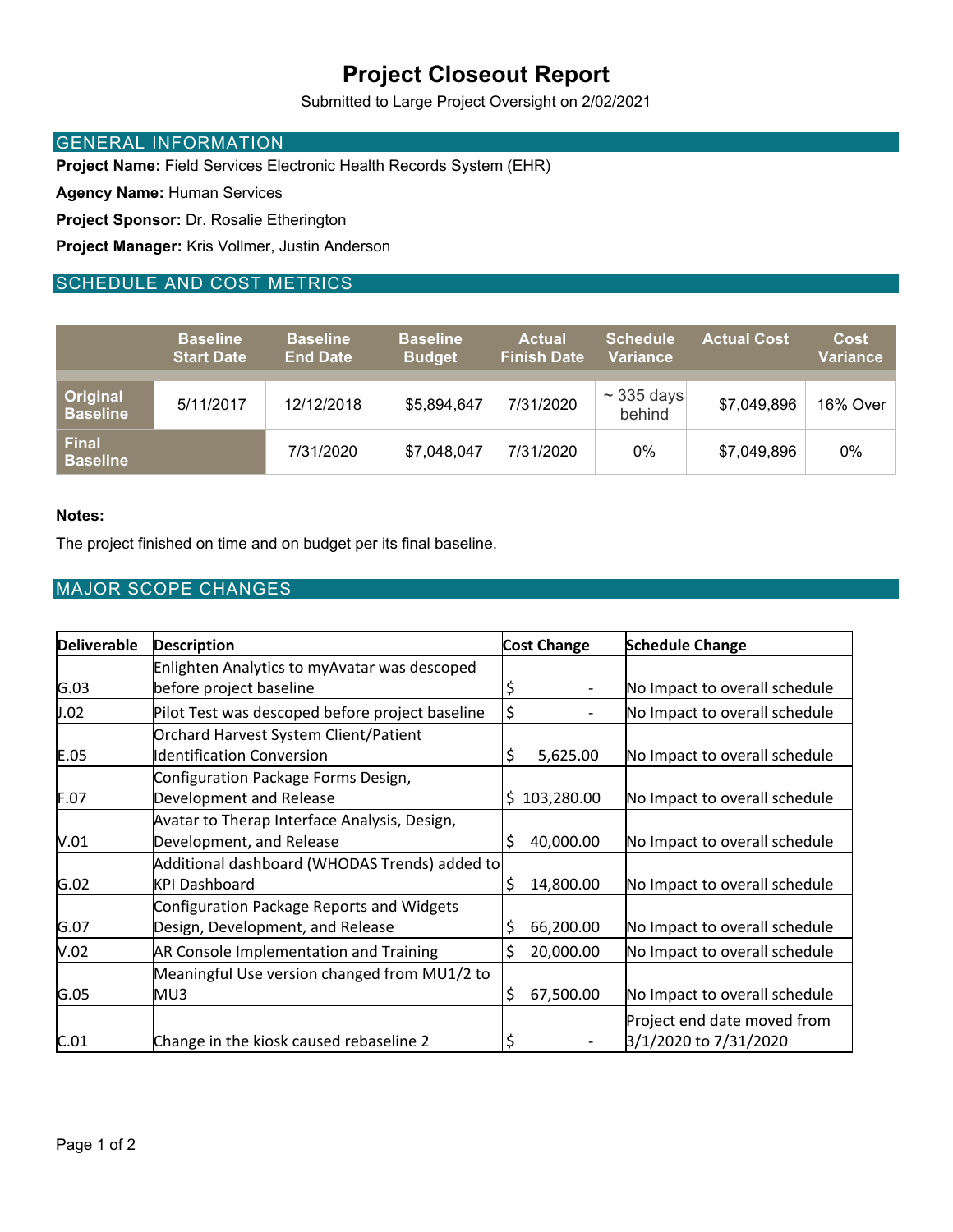# Project Closeout Report

Submitted to Large Project Oversight on 2/02/2021

## GENERAL INFORMATION

**Project Name:** Field Services Electronic Health Records System (EHR)

**Agency Name:** Human Services

**Project Sponsor:** Dr. Rosalie Etherington

**Project Manager:** Kris Vollmer, Justin Anderson

## SCHEDULE AND COST METRICS

| | Baseline Start Date | Baseline End Date | Baseline Budget | Actual Finish Date | Schedule Variance | Actual Cost | Cost Variance |
|---|---|---|---|---|---|---|---|
| Original Baseline | 5/11/2017 | 12/12/2018 | $5,894,647 | 7/31/2020 | ~ 335 days behind | $7,049,896 | 16% Over |
| Final Baseline | | 7/31/2020 | $7,048,047 | 7/31/2020 | 0% | $7,049,896 | 0% |

**Notes:**

The project finished on time and on budget per its final baseline.

## MAJOR SCOPE CHANGES

| Deliverable | Description | Cost Change | Schedule Change |
|---|---|---|---|
| G.03 | Enlighten Analytics to myAvatar was descoped before project baseline | $ - | No Impact to overall schedule |
| J.02 | Pilot Test was descoped before project baseline | $ - | No Impact to overall schedule |
| E.05 | Orchard Harvest System Client/Patient Identification Conversion | $ 5,625.00 | No Impact to overall schedule |
| F.07 | Configuration Package Forms Design, Development and Release | $ 103,280.00 | No Impact to overall schedule |
| V.01 | Avatar to Therap Interface Analysis, Design, Development, and Release | $ 40,000.00 | No Impact to overall schedule |
| G.02 | Additional dashboard (WHODAS Trends) added to KPI Dashboard | $ 14,800.00 | No Impact to overall schedule |
| G.07 | Configuration Package Reports and Widgets Design, Development, and Release | $ 66,200.00 | No Impact to overall schedule |
| V.02 | AR Console Implementation and Training | $ 20,000.00 | No Impact to overall schedule |
| G.05 | Meaningful Use version changed from MU1/2 to MU3 | $ 67,500.00 | No Impact to overall schedule |
| C.01 | Change in the kiosk caused rebaseline 2 | $ - | Project end date moved from 3/1/2020 to 7/31/2020 |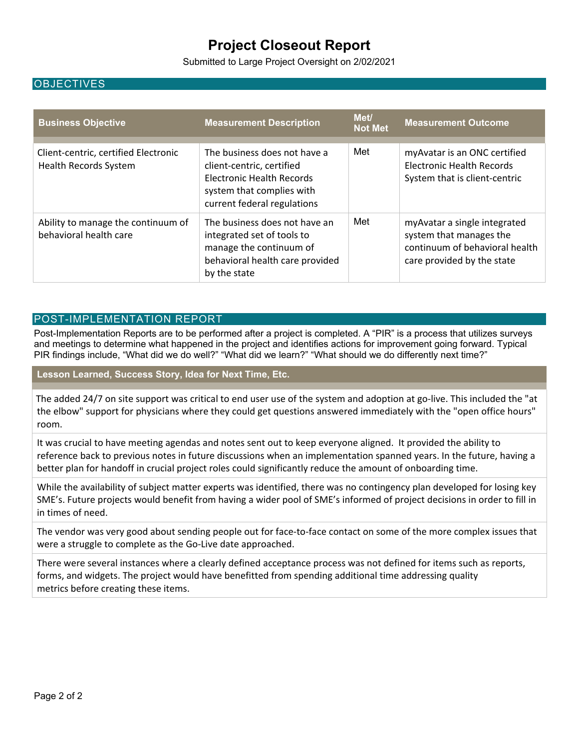# Project Closeout Report

Submitted to Large Project Oversight on 2/02/2021

## OBJECTIVES

| Business Objective | Measurement Description | Met/ Not Met | Measurement Outcome |
|---|---|---|---|
| Client-centric, certified Electronic Health Records System | The business does not have a client-centric, certified Electronic Health Records system that complies with current federal regulations | Met | myAvatar is an ONC certified Electronic Health Records System that is client-centric |
| Ability to manage the continuum of behavioral health care | The business does not have an integrated set of tools to manage the continuum of behavioral health care provided by the state | Met | myAvatar a single integrated system that manages the continuum of behavioral health care provided by the state |

## POST-IMPLEMENTATION REPORT

Post-Implementation Reports are to be performed after a project is completed. A "PIR" is a process that utilizes surveys and meetings to determine what happened in the project and identifies actions for improvement going forward. Typical PIR findings include, "What did we do well?" "What did we learn?" "What should we do differently next time?"

| Lesson Learned, Success Story, Idea for Next Time, Etc. |
|---|
| The added 24/7 on site support was critical to end user use of the system and adoption at go-live. This included the "at the elbow" support for physicians where they could get questions answered immediately with the "open office hours" room. |
| It was crucial to have meeting agendas and notes sent out to keep everyone aligned. It provided the ability to reference back to previous notes in future discussions when an implementation spanned years. In the future, having a better plan for handoff in crucial project roles could significantly reduce the amount of onboarding time. |
| While the availability of subject matter experts was identified, there was no contingency plan developed for losing key SME's. Future projects would benefit from having a wider pool of SME's informed of project decisions in order to fill in in times of need. |
| The vendor was very good about sending people out for face-to-face contact on some of the more complex issues that were a struggle to complete as the Go-Live date approached. |
| There were several instances where a clearly defined acceptance process was not defined for items such as reports, forms, and widgets. The project would have benefitted from spending additional time addressing quality metrics before creating these items. |